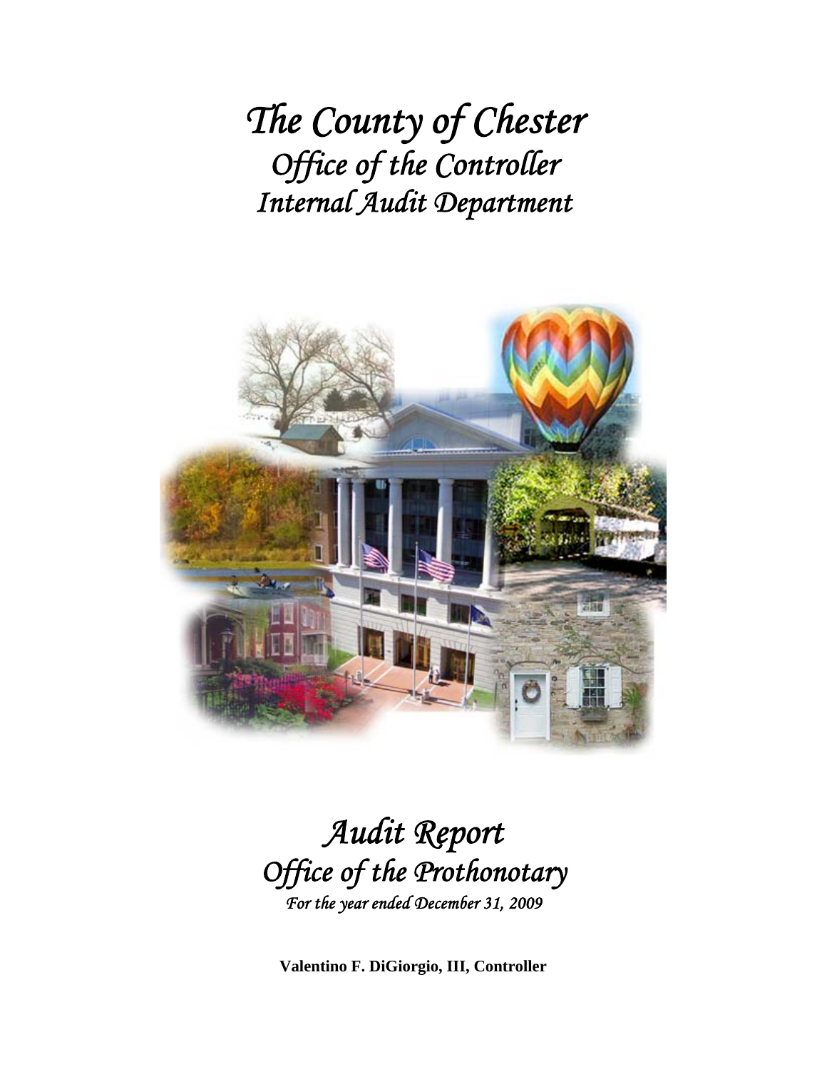# The County of Chester
## Office of the Controller
## Internal Audit Department

# Audit Report
## Office of the Prothonotary
*For the year ended December 31, 2009*

**Valentino F. DiGiorgio, III, Controller**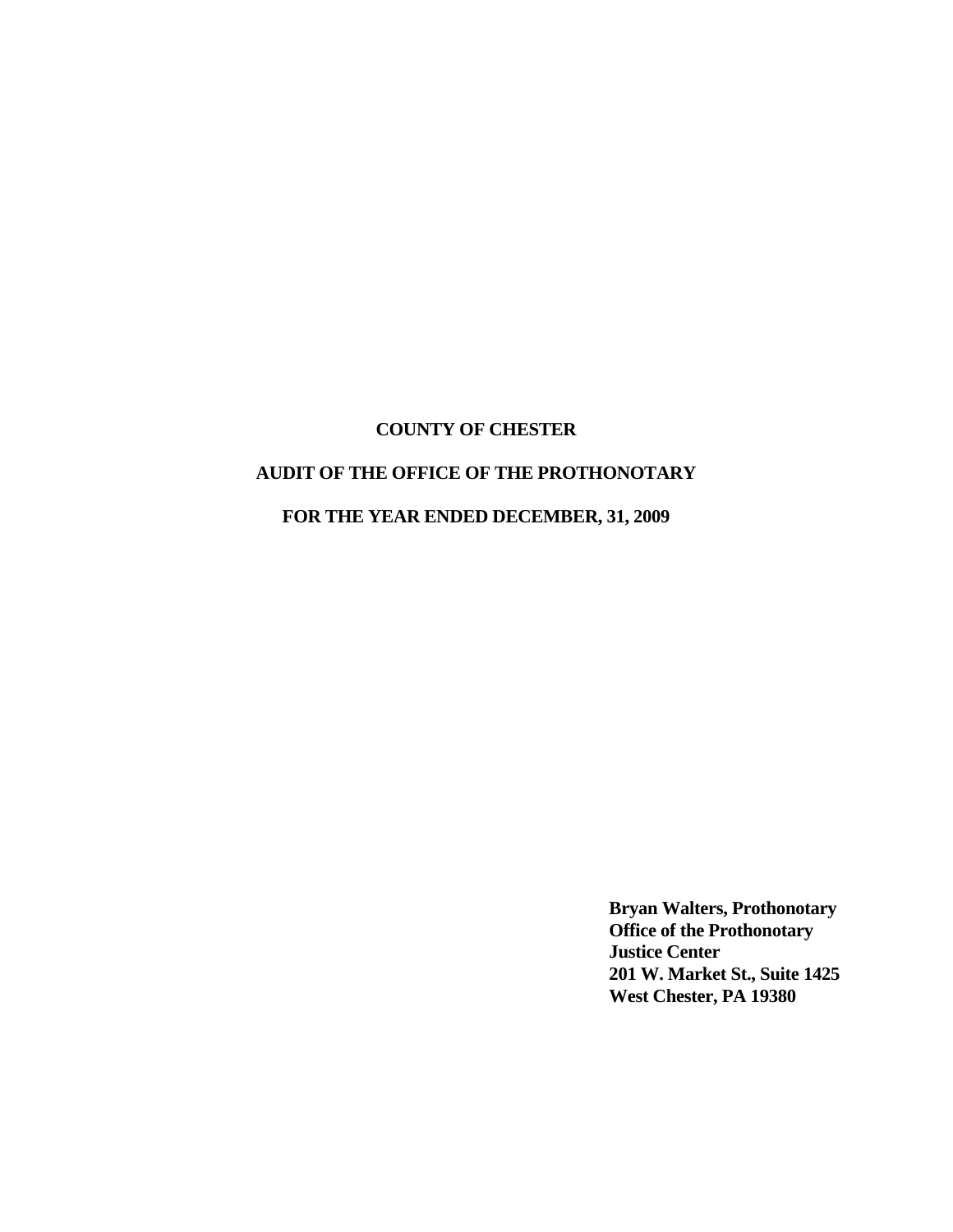**COUNTY OF CHESTER**

**AUDIT OF THE OFFICE OF THE PROTHONOTARY**

**FOR THE YEAR ENDED DECEMBER, 31, 2009**

**Bryan Walters, Prothonotary**
**Office of the Prothonotary**
**Justice Center**
**201 W. Market St., Suite 1425**
**West Chester, PA 19380**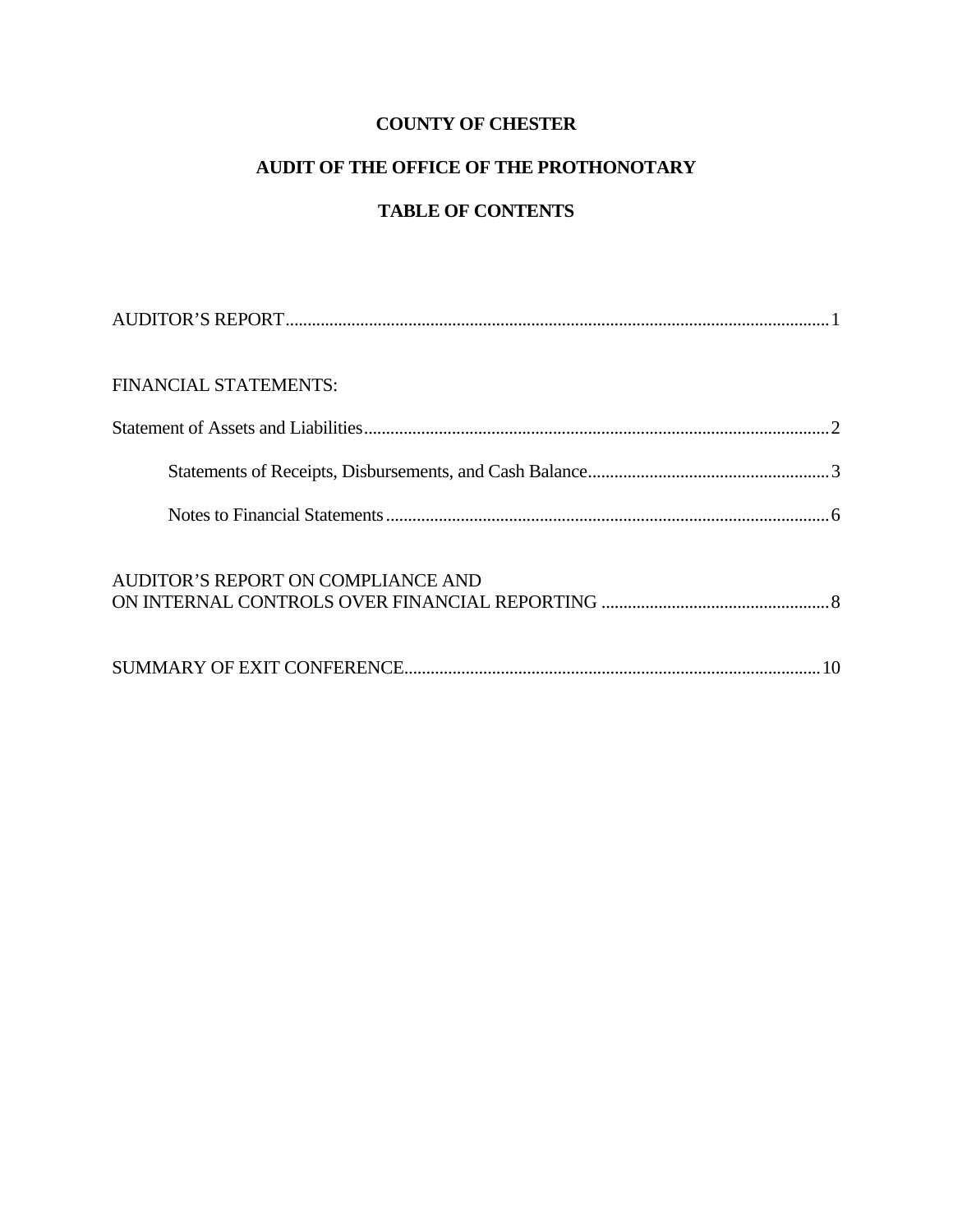**COUNTY OF CHESTER**

**AUDIT OF THE OFFICE OF THE PROTHONOTARY**

**TABLE OF CONTENTS**

AUDITOR'S REPORT ........................................................................................................ 1

FINANCIAL STATEMENTS:

Statement of Assets and Liabilities ........................................................................................ 2

Statements of Receipts, Disbursements, and Cash Balance ........................................................ 3

Notes to Financial Statements ........................................................................................ 6

AUDITOR'S REPORT ON COMPLIANCE AND
ON INTERNAL CONTROLS OVER FINANCIAL REPORTING ........................................................ 8

SUMMARY OF EXIT CONFERENCE ........................................................................................ 10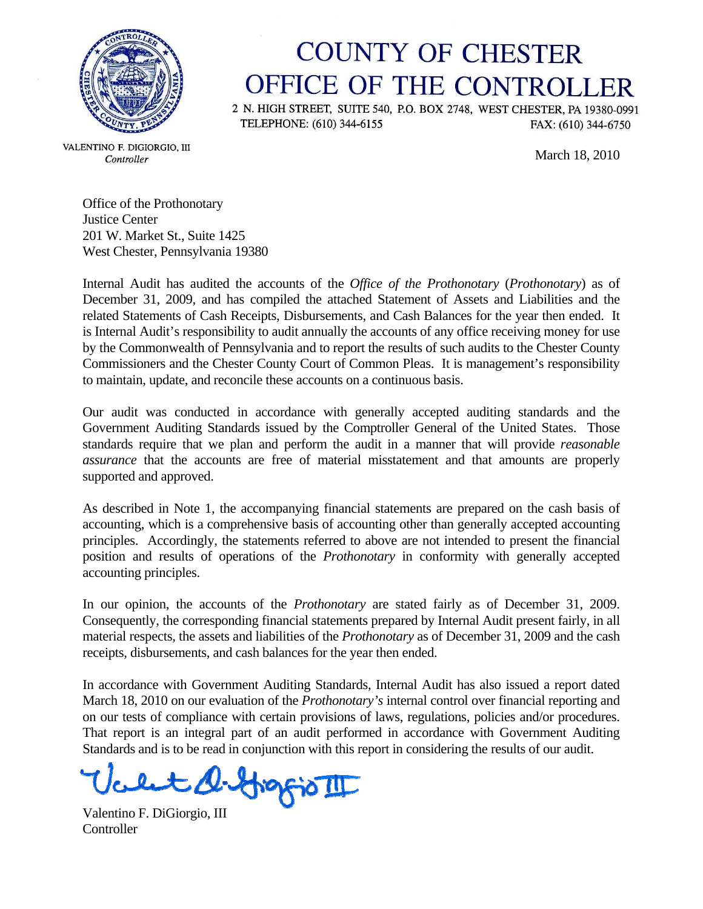# COUNTY OF CHESTER
# OFFICE OF THE CONTROLLER

2 N. HIGH STREET, SUITE 540, P.O. BOX 2748, WEST CHESTER, PA 19380-0991
TELEPHONE: (610) 344-6155 FAX: (610) 344-6750

VALENTINO F. DIGIORGIO, III
*Controller*

March 18, 2010

Office of the Prothonotary
Justice Center
201 W. Market St., Suite 1425
West Chester, Pennsylvania 19380

Internal Audit has audited the accounts of the *Office of the Prothonotary* (*Prothonotary*) as of December 31, 2009, and has compiled the attached Statement of Assets and Liabilities and the related Statements of Cash Receipts, Disbursements, and Cash Balances for the year then ended. It is Internal Audit's responsibility to audit annually the accounts of any office receiving money for use by the Commonwealth of Pennsylvania and to report the results of such audits to the Chester County Commissioners and the Chester County Court of Common Pleas. It is management's responsibility to maintain, update, and reconcile these accounts on a continuous basis.

Our audit was conducted in accordance with generally accepted auditing standards and the Government Auditing Standards issued by the Comptroller General of the United States. Those standards require that we plan and perform the audit in a manner that will provide *reasonable assurance* that the accounts are free of material misstatement and that amounts are properly supported and approved.

As described in Note 1, the accompanying financial statements are prepared on the cash basis of accounting, which is a comprehensive basis of accounting other than generally accepted accounting principles. Accordingly, the statements referred to above are not intended to present the financial position and results of operations of the *Prothonotary* in conformity with generally accepted accounting principles.

In our opinion, the accounts of the *Prothonotary* are stated fairly as of December 31, 2009. Consequently, the corresponding financial statements prepared by Internal Audit present fairly, in all material respects, the assets and liabilities of the *Prothonotary* as of December 31, 2009 and the cash receipts, disbursements, and cash balances for the year then ended.

In accordance with Government Auditing Standards, Internal Audit has also issued a report dated March 18, 2010 on our evaluation of the *Prothonotary's* internal control over financial reporting and on our tests of compliance with certain provisions of laws, regulations, policies and/or procedures. That report is an integral part of an audit performed in accordance with Government Auditing Standards and is to be read in conjunction with this report in considering the results of our audit.

Valentino F. DiGiorgio, III
Controller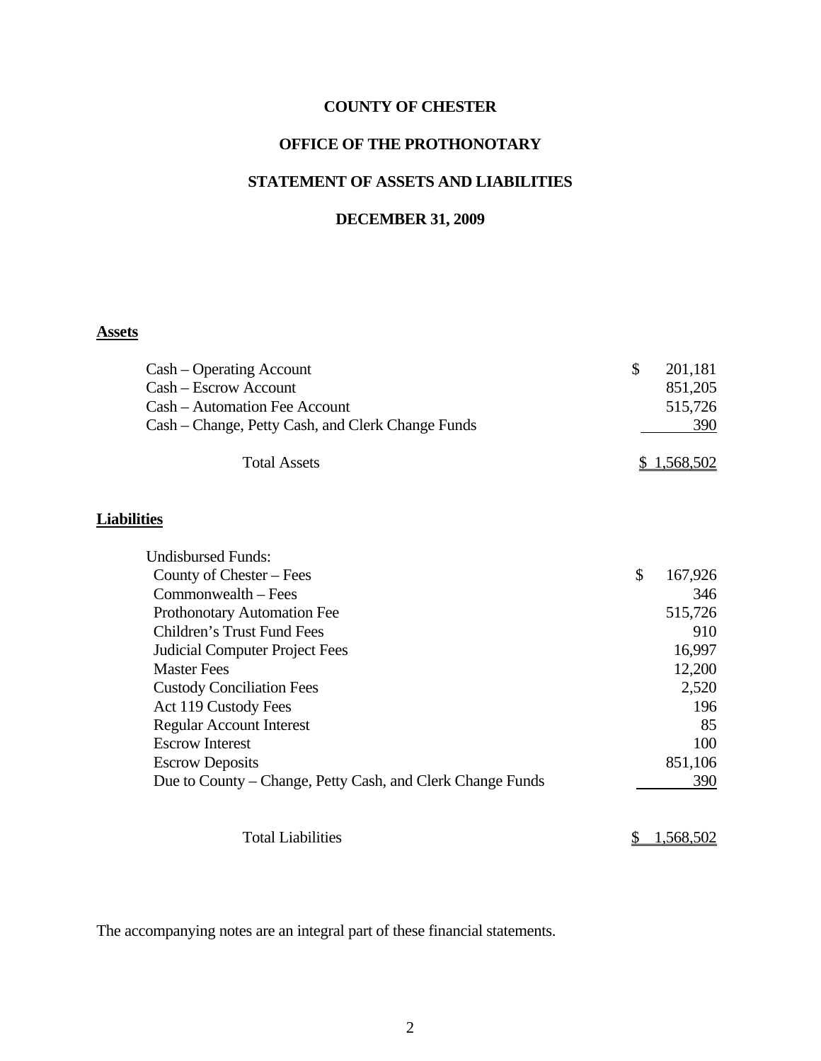# COUNTY OF CHESTER

## OFFICE OF THE PROTHONOTARY

## STATEMENT OF ASSETS AND LIABILITIES

## DECEMBER 31, 2009

**Assets**

| | |
|---|---|
| Cash – Operating Account | $ 201,181 |
| Cash – Escrow Account | 851,205 |
| Cash – Automation Fee Account | 515,726 |
| Cash – Change, Petty Cash, and Clerk Change Funds | 390 |
| Total Assets | $ 1,568,502 |

**Liabilities**

| | |
|---|---|
| Undisbursed Funds: | |
| County of Chester – Fees | $ 167,926 |
| Commonwealth – Fees | 346 |
| Prothonotary Automation Fee | 515,726 |
| Children's Trust Fund Fees | 910 |
| Judicial Computer Project Fees | 16,997 |
| Master Fees | 12,200 |
| Custody Conciliation Fees | 2,520 |
| Act 119 Custody Fees | 196 |
| Regular Account Interest | 85 |
| Escrow Interest | 100 |
| Escrow Deposits | 851,106 |
| Due to County – Change, Petty Cash, and Clerk Change Funds | 390 |
| Total Liabilities | $ 1,568,502 |

The accompanying notes are an integral part of these financial statements.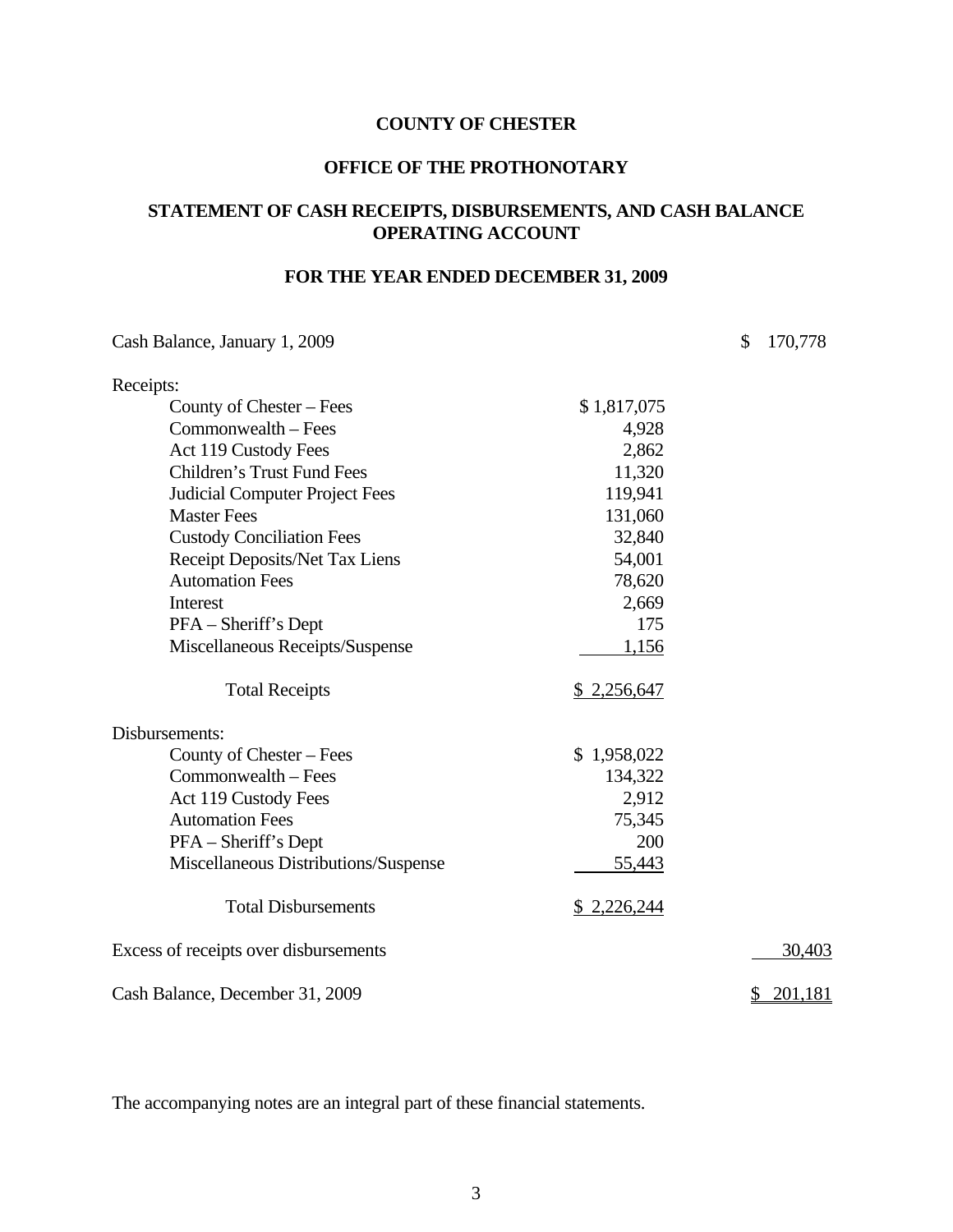# COUNTY OF CHESTER

## OFFICE OF THE PROTHONOTARY

## STATEMENT OF CASH RECEIPTS, DISBURSEMENTS, AND CASH BALANCE OPERATING ACCOUNT

## FOR THE YEAR ENDED DECEMBER 31, 2009

| | | |
|---|---|---|
| Cash Balance, January 1, 2009 | | $ 170,778 |
| Receipts: | | |
| County of Chester – Fees | $ 1,817,075 | |
| Commonwealth – Fees | 4,928 | |
| Act 119 Custody Fees | 2,862 | |
| Children's Trust Fund Fees | 11,320 | |
| Judicial Computer Project Fees | 119,941 | |
| Master Fees | 131,060 | |
| Custody Conciliation Fees | 32,840 | |
| Receipt Deposits/Net Tax Liens | 54,001 | |
| Automation Fees | 78,620 | |
| Interest | 2,669 | |
| PFA – Sheriff's Dept | 175 | |
| Miscellaneous Receipts/Suspense | 1,156 | |
| Total Receipts | $ 2,256,647 | |
| Disbursements: | | |
| County of Chester – Fees | $ 1,958,022 | |
| Commonwealth – Fees | 134,322 | |
| Act 119 Custody Fees | 2,912 | |
| Automation Fees | 75,345 | |
| PFA – Sheriff's Dept | 200 | |
| Miscellaneous Distributions/Suspense | 55,443 | |
| Total Disbursements | $ 2,226,244 | |
| Excess of receipts over disbursements | | 30,403 |
| Cash Balance, December 31, 2009 | | $ 201,181 |

The accompanying notes are an integral part of these financial statements.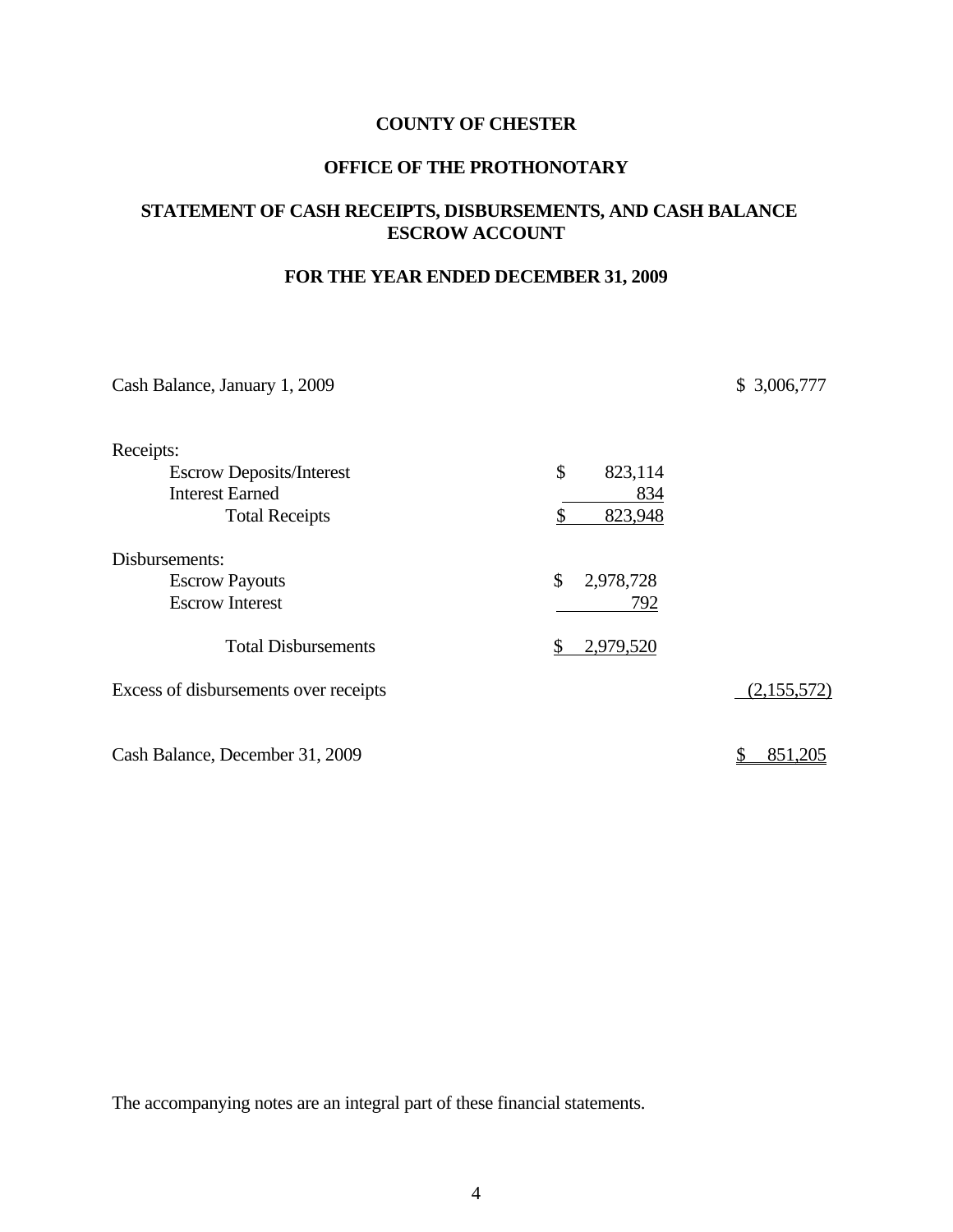# COUNTY OF CHESTER

## OFFICE OF THE PROTHONOTARY

## STATEMENT OF CASH RECEIPTS, DISBURSEMENTS, AND CASH BALANCE ESCROW ACCOUNT

### FOR THE YEAR ENDED DECEMBER 31, 2009

| | | |
|---|---|---|
| Cash Balance, January 1, 2009 | | $ 3,006,777 |
| | | |
| Receipts: | | |
| Escrow Deposits/Interest | $ 823,114 | |
| Interest Earned | 834 | |
| Total Receipts | $ 823,948 | |
| | | |
| Disbursements: | | |
| Escrow Payouts | $ 2,978,728 | |
| Escrow Interest | 792 | |
| Total Disbursements | $ 2,979,520 | |
| | | |
| Excess of disbursements over receipts | | (2,155,572) |
| | | |
| Cash Balance, December 31, 2009 | | $ 851,205 |

The accompanying notes are an integral part of these financial statements.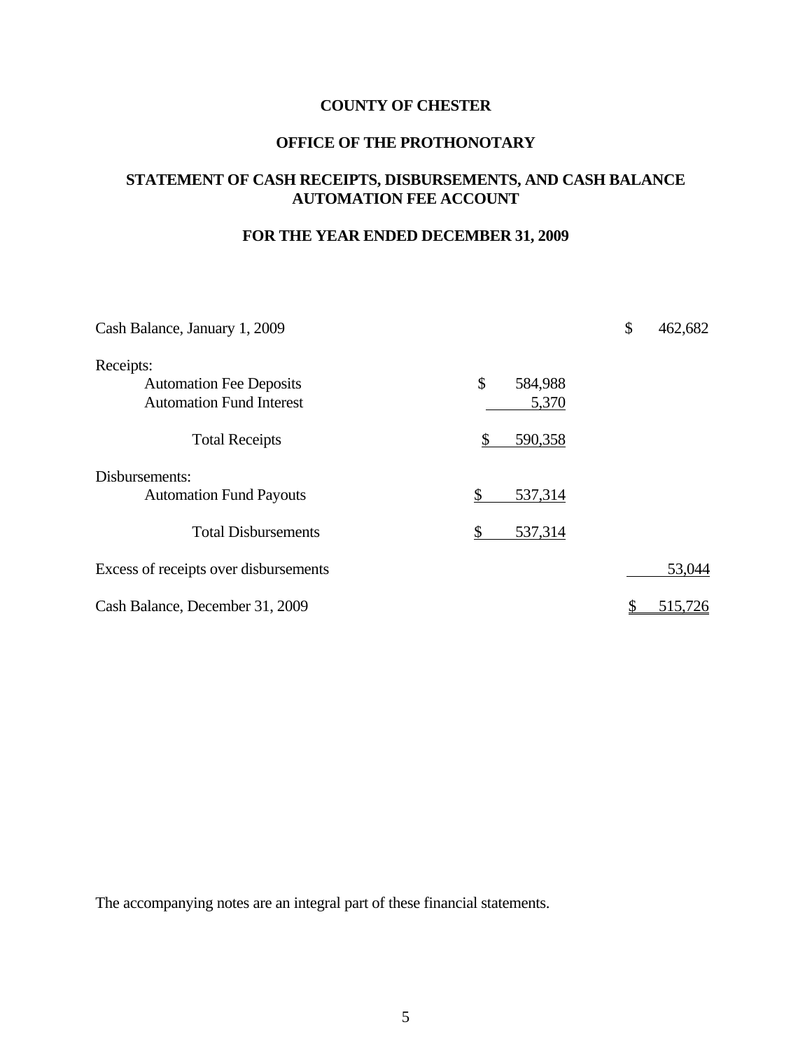# COUNTY OF CHESTER

## OFFICE OF THE PROTHONOTARY

## STATEMENT OF CASH RECEIPTS, DISBURSEMENTS, AND CASH BALANCE AUTOMATION FEE ACCOUNT

### FOR THE YEAR ENDED DECEMBER 31, 2009

| | | |
|---|---|---|
| Cash Balance, January 1, 2009 | | $ 462,682 |
| Receipts: | | |
| Automation Fee Deposits | $ 584,988 | |
| Automation Fund Interest | 5,370 | |
| Total Receipts | $ 590,358 | |
| Disbursements: | | |
| Automation Fund Payouts | $ 537,314 | |
| Total Disbursements | $ 537,314 | |
| Excess of receipts over disbursements | | 53,044 |
| Cash Balance, December 31, 2009 | | $ 515,726 |

The accompanying notes are an integral part of these financial statements.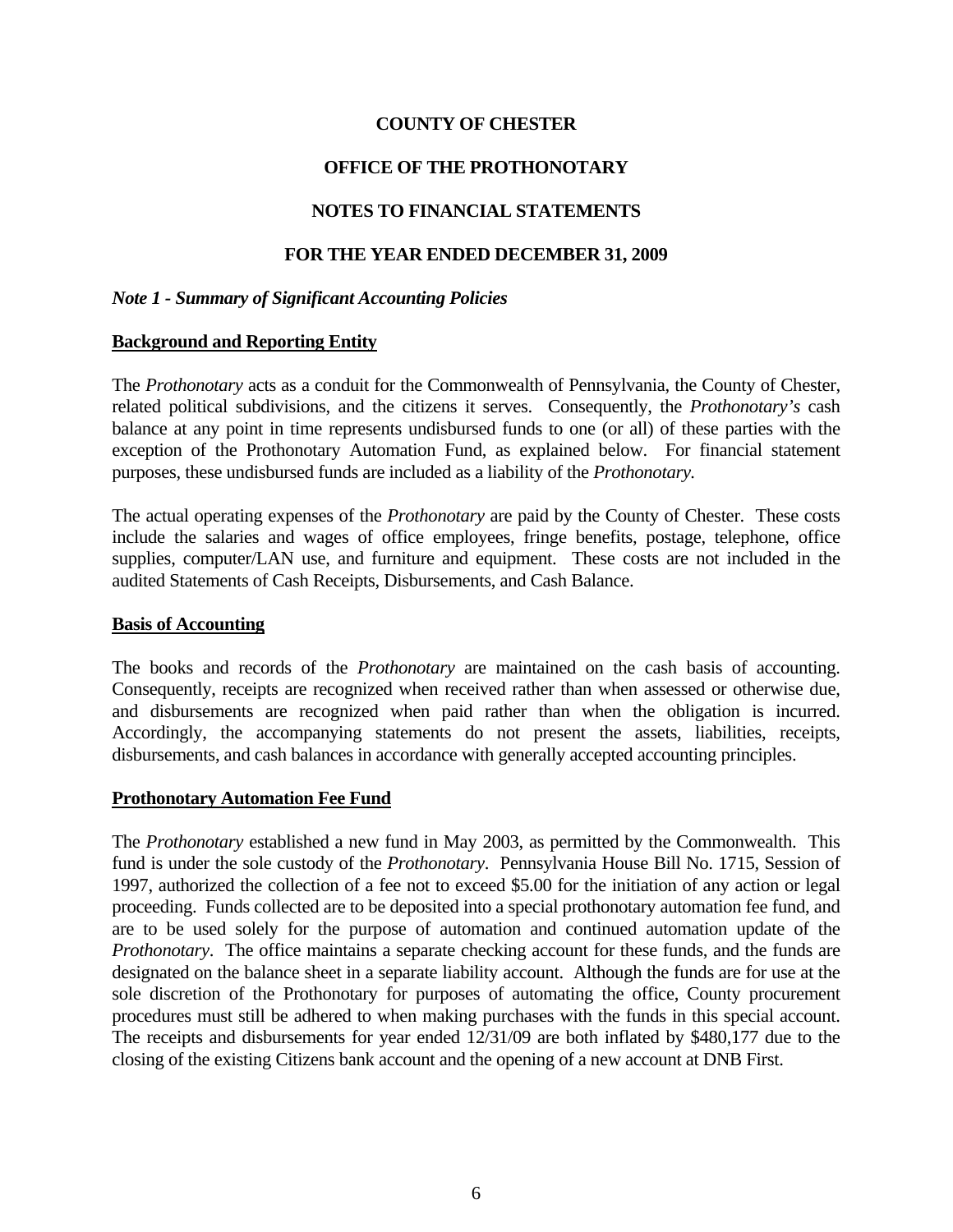# COUNTY OF CHESTER

## OFFICE OF THE PROTHONOTARY

## NOTES TO FINANCIAL STATEMENTS

## FOR THE YEAR ENDED DECEMBER 31, 2009

### *Note 1 - Summary of Significant Accounting Policies*

**Background and Reporting Entity**

The *Prothonotary* acts as a conduit for the Commonwealth of Pennsylvania, the County of Chester, related political subdivisions, and the citizens it serves. Consequently, the *Prothonotary's* cash balance at any point in time represents undisbursed funds to one (or all) of these parties with the exception of the Prothonotary Automation Fund, as explained below. For financial statement purposes, these undisbursed funds are included as a liability of the *Prothonotary.*

The actual operating expenses of the *Prothonotary* are paid by the County of Chester. These costs include the salaries and wages of office employees, fringe benefits, postage, telephone, office supplies, computer/LAN use, and furniture and equipment. These costs are not included in the audited Statements of Cash Receipts, Disbursements, and Cash Balance.

**Basis of Accounting**

The books and records of the *Prothonotary* are maintained on the cash basis of accounting. Consequently, receipts are recognized when received rather than when assessed or otherwise due, and disbursements are recognized when paid rather than when the obligation is incurred. Accordingly, the accompanying statements do not present the assets, liabilities, receipts, disbursements, and cash balances in accordance with generally accepted accounting principles.

**Prothonotary Automation Fee Fund**

The *Prothonotary* established a new fund in May 2003, as permitted by the Commonwealth. This fund is under the sole custody of the *Prothonotary*. Pennsylvania House Bill No. 1715, Session of 1997, authorized the collection of a fee not to exceed $5.00 for the initiation of any action or legal proceeding. Funds collected are to be deposited into a special prothonotary automation fee fund, and are to be used solely for the purpose of automation and continued automation update of the *Prothonotary*. The office maintains a separate checking account for these funds, and the funds are designated on the balance sheet in a separate liability account. Although the funds are for use at the sole discretion of the Prothonotary for purposes of automating the office, County procurement procedures must still be adhered to when making purchases with the funds in this special account. The receipts and disbursements for year ended 12/31/09 are both inflated by $480,177 due to the closing of the existing Citizens bank account and the opening of a new account at DNB First.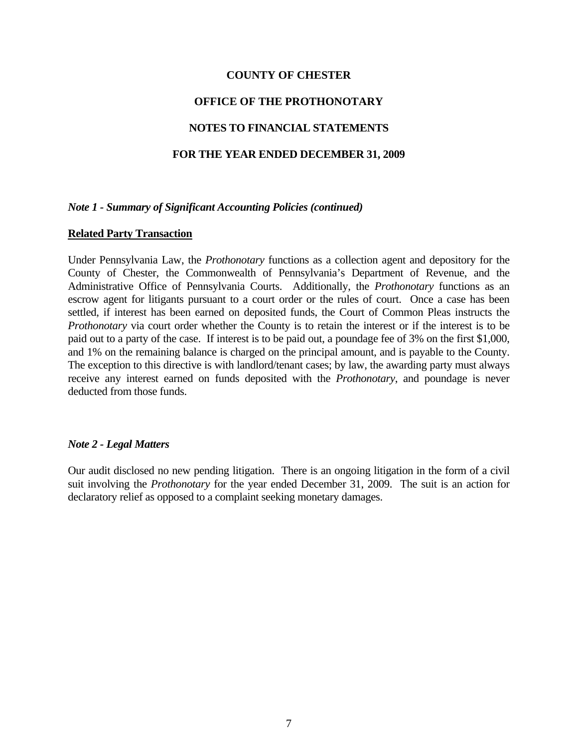**COUNTY OF CHESTER**

**OFFICE OF THE PROTHONOTARY**

**NOTES TO FINANCIAL STATEMENTS**

**FOR THE YEAR ENDED DECEMBER 31, 2009**

***Note 1 - Summary of Significant Accounting Policies (continued)***

**Related Party Transaction**

Under Pennsylvania Law, the *Prothonotary* functions as a collection agent and depository for the County of Chester, the Commonwealth of Pennsylvania's Department of Revenue, and the Administrative Office of Pennsylvania Courts. Additionally, the *Prothonotary* functions as an escrow agent for litigants pursuant to a court order or the rules of court. Once a case has been settled, if interest has been earned on deposited funds, the Court of Common Pleas instructs the *Prothonotary* via court order whether the County is to retain the interest or if the interest is to be paid out to a party of the case. If interest is to be paid out, a poundage fee of 3% on the first $1,000, and 1% on the remaining balance is charged on the principal amount, and is payable to the County. The exception to this directive is with landlord/tenant cases; by law, the awarding party must always receive any interest earned on funds deposited with the *Prothonotary*, and poundage is never deducted from those funds.

***Note 2 - Legal Matters***

Our audit disclosed no new pending litigation. There is an ongoing litigation in the form of a civil suit involving the *Prothonotary* for the year ended December 31, 2009. The suit is an action for declaratory relief as opposed to a complaint seeking monetary damages.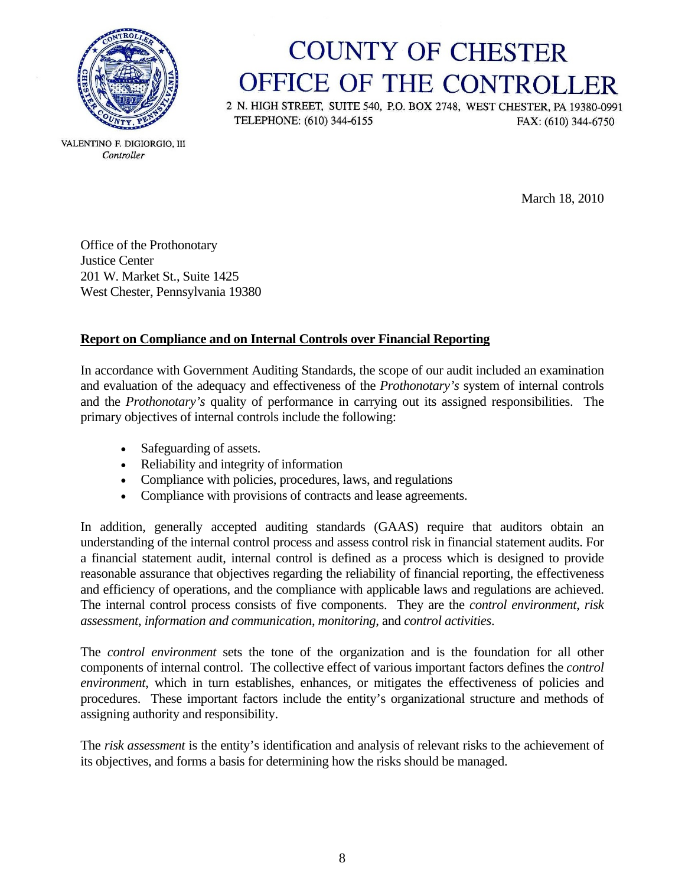# COUNTY OF CHESTER
# OFFICE OF THE CONTROLLER

2 N. HIGH STREET, SUITE 540, P.O. BOX 2748, WEST CHESTER, PA 19380-0991
TELEPHONE: (610) 344-6155 FAX: (610) 344-6750

VALENTINO F. DIGIORGIO, III
*Controller*

March 18, 2010

Office of the Prothonotary
Justice Center
201 W. Market St., Suite 1425
West Chester, Pennsylvania 19380

**Report on Compliance and on Internal Controls over Financial Reporting**

In accordance with Government Auditing Standards, the scope of our audit included an examination and evaluation of the adequacy and effectiveness of the *Prothonotary's* system of internal controls and the *Prothonotary's* quality of performance in carrying out its assigned responsibilities. The primary objectives of internal controls include the following:

- Safeguarding of assets.
- Reliability and integrity of information
- Compliance with policies, procedures, laws, and regulations
- Compliance with provisions of contracts and lease agreements.

In addition, generally accepted auditing standards (GAAS) require that auditors obtain an understanding of the internal control process and assess control risk in financial statement audits. For a financial statement audit, internal control is defined as a process which is designed to provide reasonable assurance that objectives regarding the reliability of financial reporting, the effectiveness and efficiency of operations, and the compliance with applicable laws and regulations are achieved. The internal control process consists of five components. They are the *control environment*, *risk assessment*, *information and communication*, *monitoring*, and *control activities*.

The *control environment* sets the tone of the organization and is the foundation for all other components of internal control. The collective effect of various important factors defines the *control environment*, which in turn establishes, enhances, or mitigates the effectiveness of policies and procedures. These important factors include the entity's organizational structure and methods of assigning authority and responsibility.

The *risk assessment* is the entity's identification and analysis of relevant risks to the achievement of its objectives, and forms a basis for determining how the risks should be managed.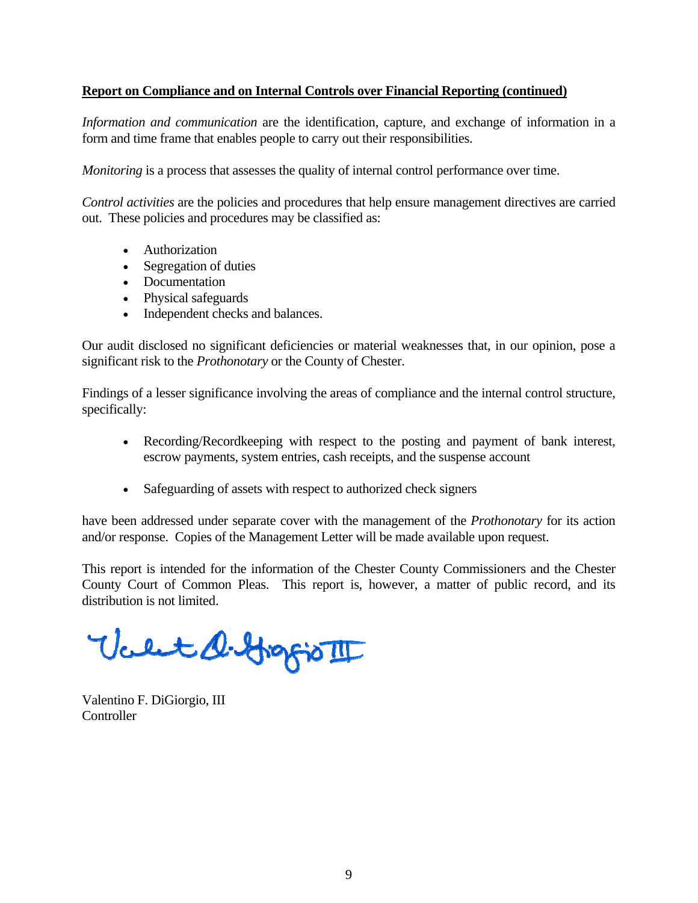**Report on Compliance and on Internal Controls over Financial Reporting (continued)**

*Information and communication* are the identification, capture, and exchange of information in a form and time frame that enables people to carry out their responsibilities.

*Monitoring* is a process that assesses the quality of internal control performance over time.

*Control activities* are the policies and procedures that help ensure management directives are carried out. These policies and procedures may be classified as:

- Authorization
- Segregation of duties
- Documentation
- Physical safeguards
- Independent checks and balances.

Our audit disclosed no significant deficiencies or material weaknesses that, in our opinion, pose a significant risk to the *Prothonotary* or the County of Chester.

Findings of a lesser significance involving the areas of compliance and the internal control structure, specifically:

- Recording/Recordkeeping with respect to the posting and payment of bank interest, escrow payments, system entries, cash receipts, and the suspense account

- Safeguarding of assets with respect to authorized check signers

have been addressed under separate cover with the management of the *Prothonotary* for its action and/or response. Copies of the Management Letter will be made available upon request.

This report is intended for the information of the Chester County Commissioners and the Chester County Court of Common Pleas. This report is, however, a matter of public record, and its distribution is not limited.

Valentino F. DiGiorgio, III
Controller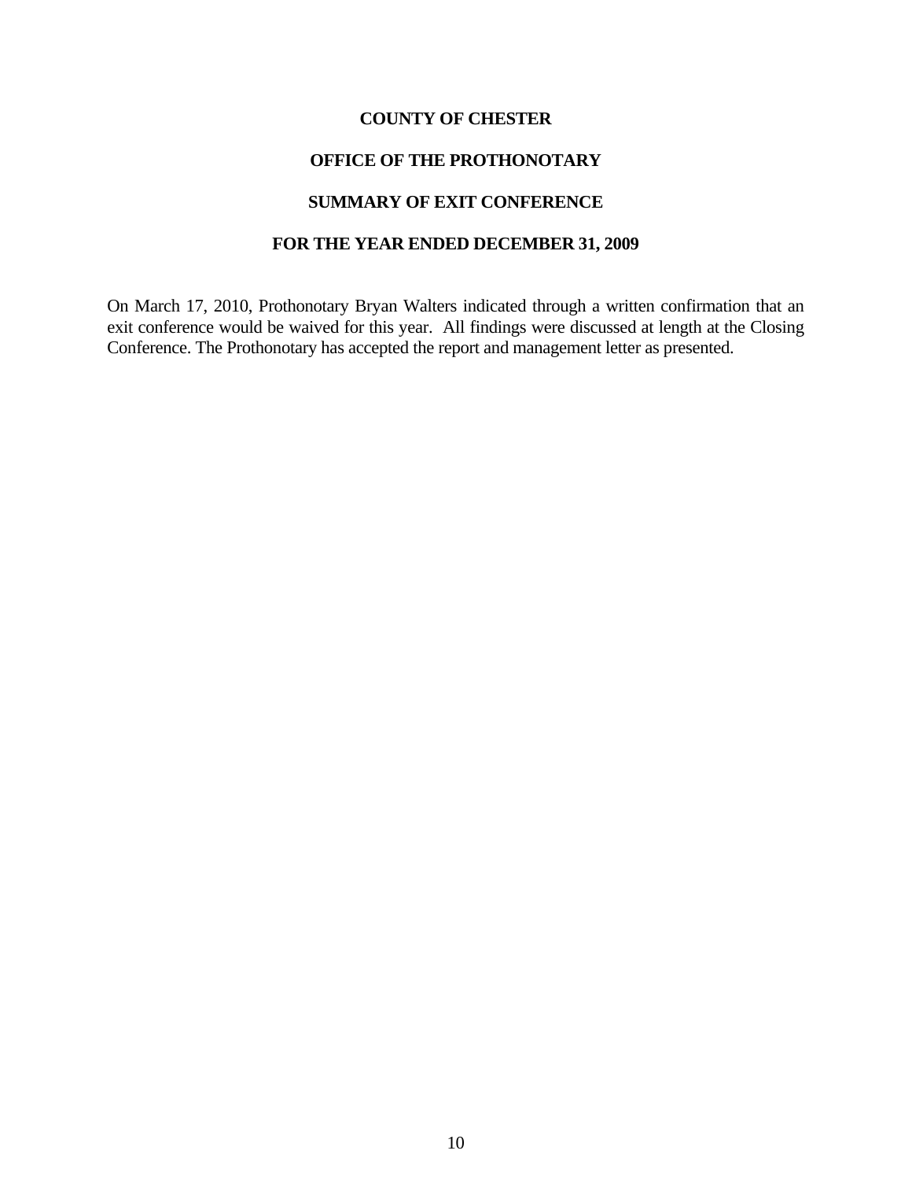# COUNTY OF CHESTER

## OFFICE OF THE PROTHONOTARY

## SUMMARY OF EXIT CONFERENCE

## FOR THE YEAR ENDED DECEMBER 31, 2009

On March 17, 2010, Prothonotary Bryan Walters indicated through a written confirmation that an exit conference would be waived for this year. All findings were discussed at length at the Closing Conference. The Prothonotary has accepted the report and management letter as presented.